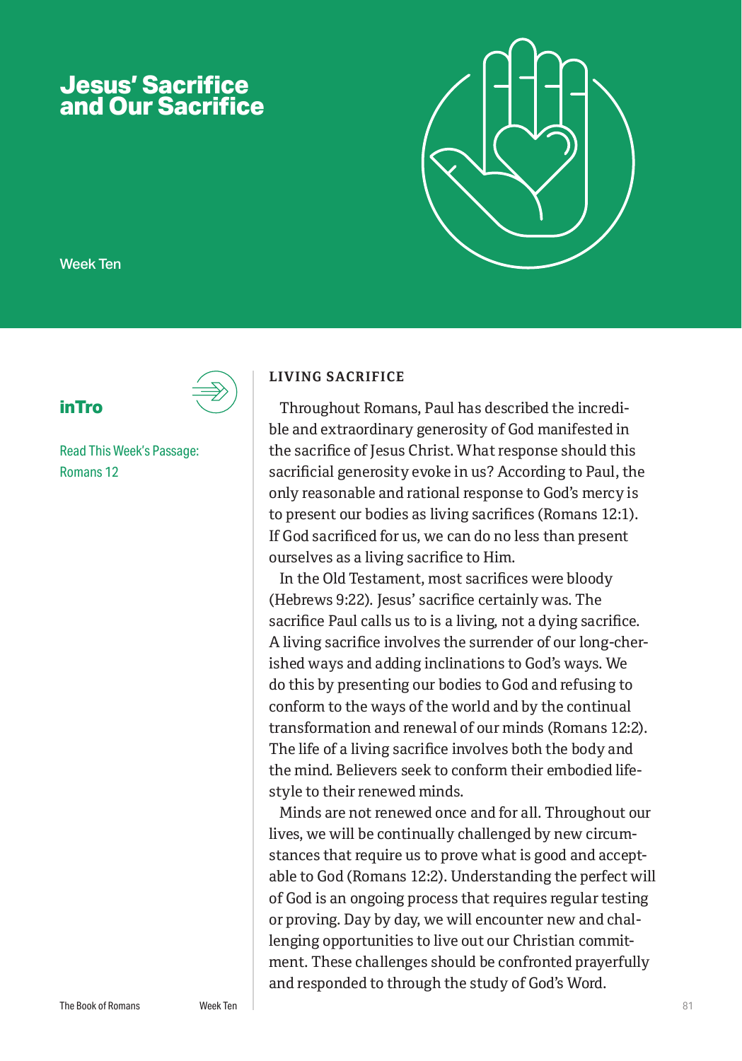# Jesus' Sacrifice and Our Sacrifice

Week Ten

## inTro

Read This Week's Passage: Romans 12

### LIVING SACRIFICE

Throughout Romans, Paul has described the incredible and extraordinary generosity of God manifested in the sacrifice of Jesus Christ. What response should this sacrificial generosity evoke in us? According to Paul, the only reasonable and rational response to God's mercy is to present our bodies as living sacrifices (Romans 12:1). If God sacrificed for us, we can do no less than present ourselves as a living sacrifice to Him.

In the Old Testament, most sacrifices were bloody (Hebrews 9:22). Jesus' sacrifice certainly was. The sacrifice Paul calls us to is a living, not a dying sacrifice. A living sacrifice involves the surrender of our long-cherished ways and adding inclinations to God's ways. We do this by presenting our bodies to God and refusing to conform to the ways of the world and by the continual transformation and renewal of our minds (Romans 12:2). The life of a living sacrifice involves both the body and the mind. Believers seek to conform their embodied lifestyle to their renewed minds.

Minds are not renewed once and for all. Throughout our lives, we will be continually challenged by new circumstances that require us to prove what is good and acceptable to God (Romans 12:2). Understanding the perfect will of God is an ongoing process that requires regular testing or proving. Day by day, we will encounter new and challenging opportunities to live out our Christian commitment. These challenges should be confronted prayerfully and responded to through the study of God's Word.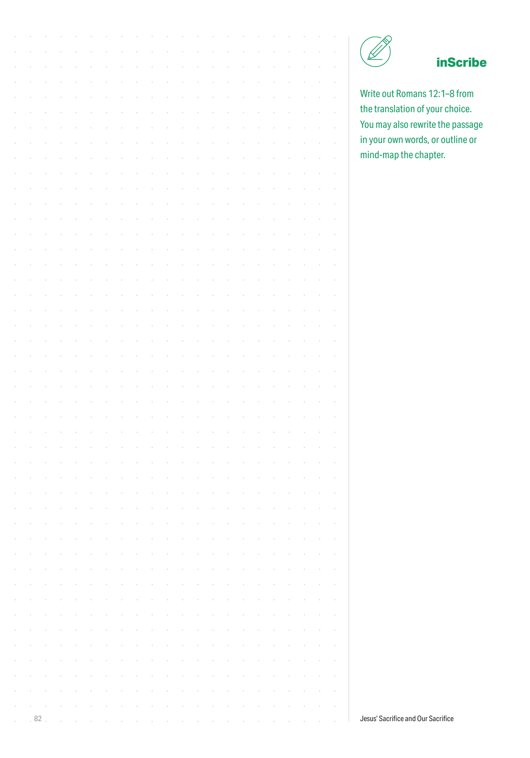## inScribe

Write out Romans 12:1–8 from the translation of your choice. You may also rewrite the passage in your own words, or outline or mind-map the chapter.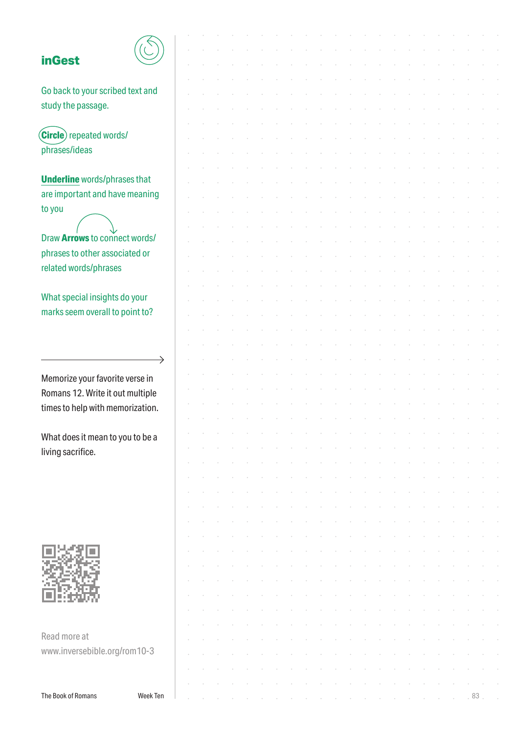## inGest

Go back to your scribed text and study the passage.

**Circle** repeated words/ phrases/ideas

**Underline** words/phrases that are important and have meaning to you

Draw **Arrows** to connect words/ phrases to other associated or related words/phrases

What special insights do your marks seem overall to point to?

---

Memorize your favorite verse in Romans 12. Write it out multiple times to help with memorization.

What does it mean to you to be a living sacrifice.

Read more at www.inversebible.org/rom10-3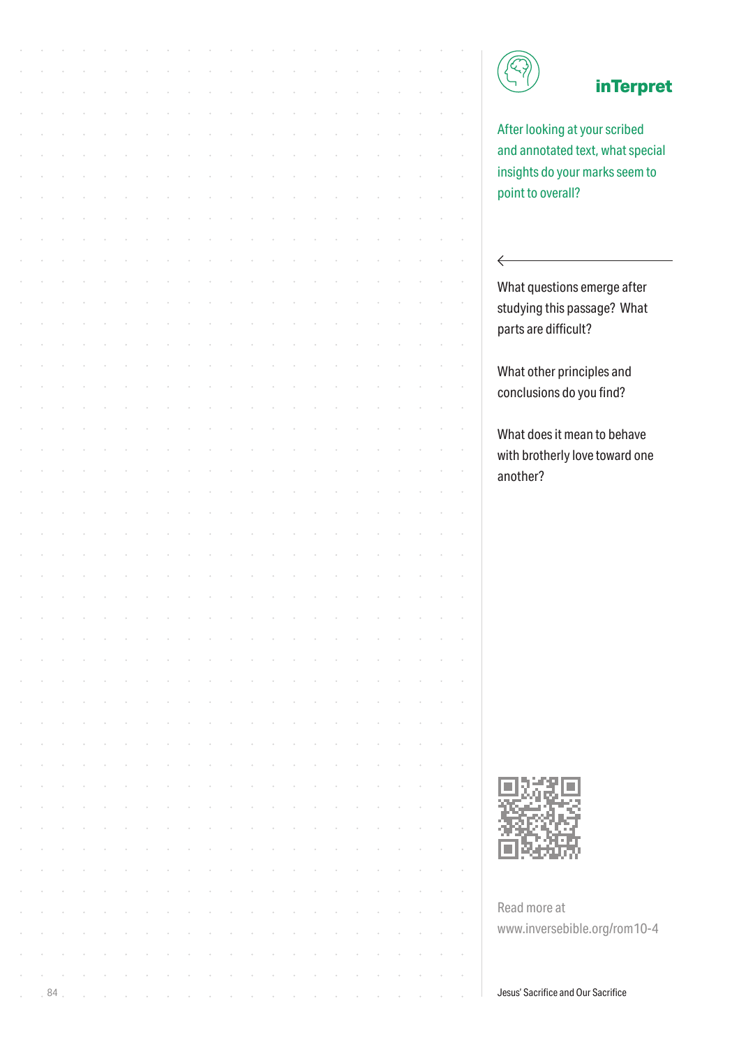## inTerpret

After looking at your scribed and annotated text, what special insights do your marks seem to point to overall?

What questions emerge after studying this passage? What parts are difficult?

What other principles and conclusions do you find?

What does it mean to behave with brotherly love toward one another?

Read more at www.inversebible.org/rom10-4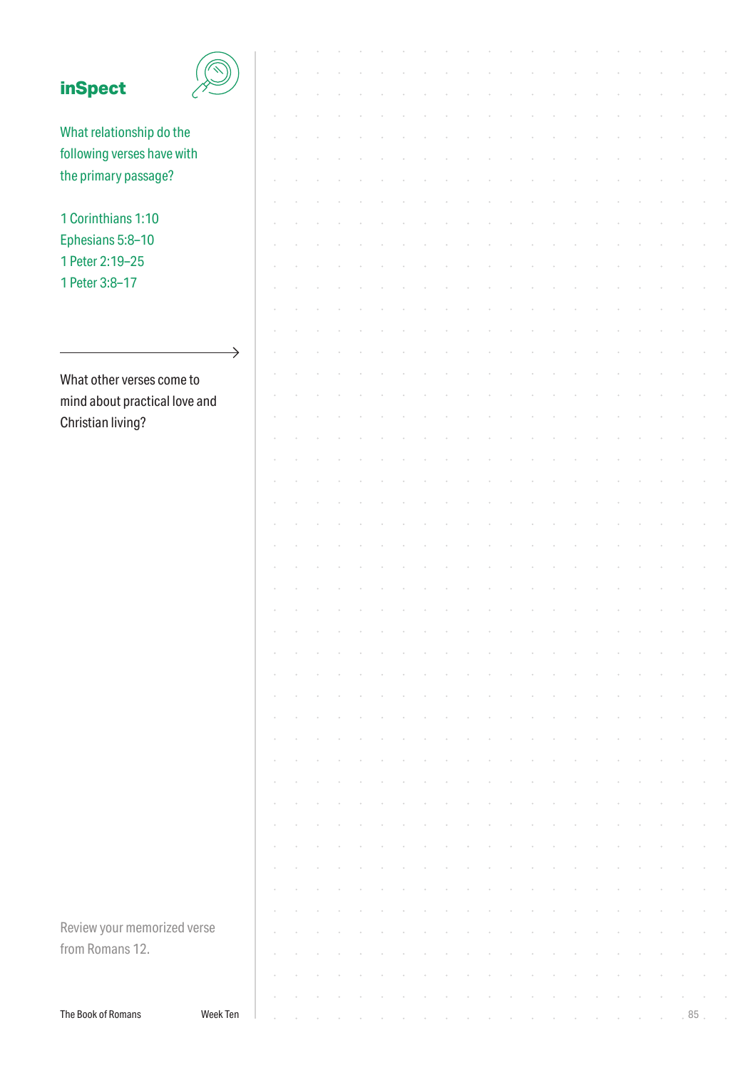## inSpect

What relationship do the following verses have with the primary passage?

1 Corinthians 1:10
Ephesians 5:8–10
1 Peter 2:19–25
1 Peter 3:8–17

What other verses come to mind about practical love and Christian living?

Review your memorized verse from Romans 12.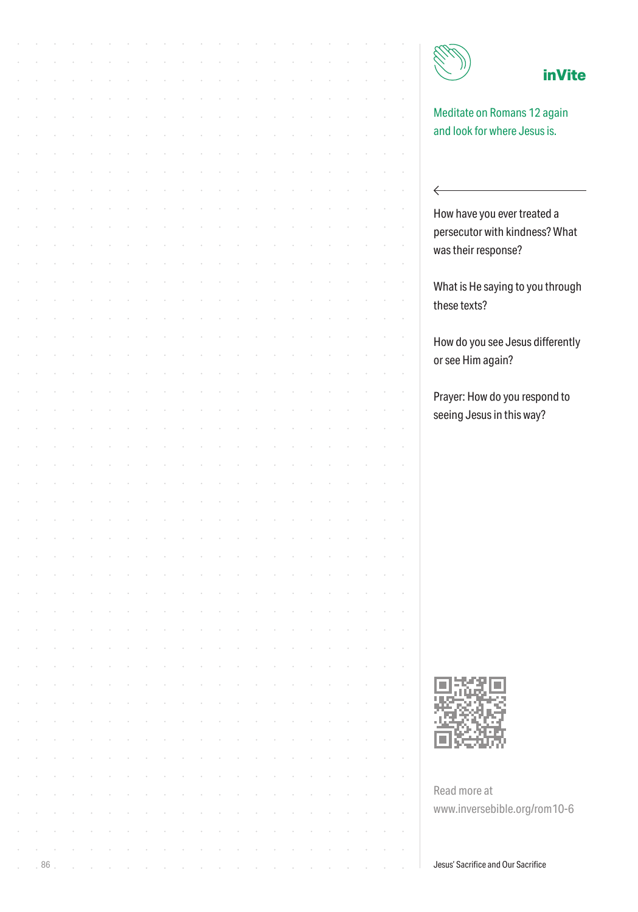## inVite

Meditate on Romans 12 again and look for where Jesus is.

How have you ever treated a persecutor with kindness? What was their response?

What is He saying to you through these texts?

How do you see Jesus differently or see Him again?

Prayer: How do you respond to seeing Jesus in this way?

Read more at www.inversebible.org/rom10-6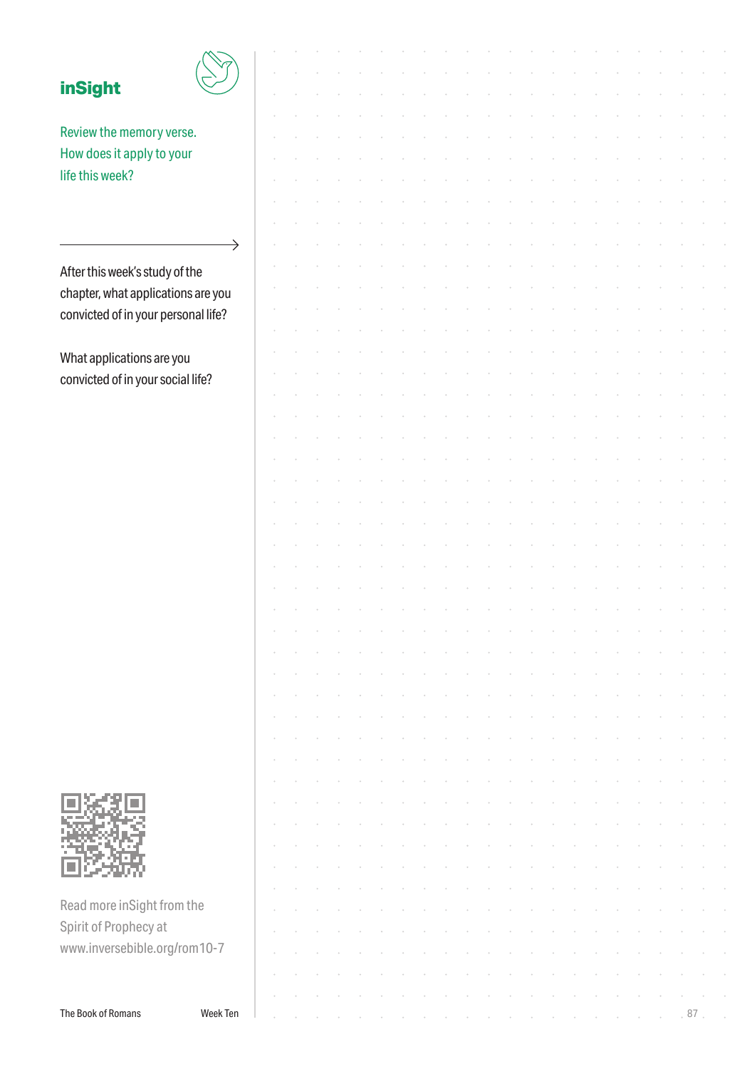## inSight

Review the memory verse. How does it apply to your life this week?

After this week's study of the chapter, what applications are you convicted of in your personal life?

What applications are you convicted of in your social life?

Read more inSight from the Spirit of Prophecy at www.inversebible.org/rom10-7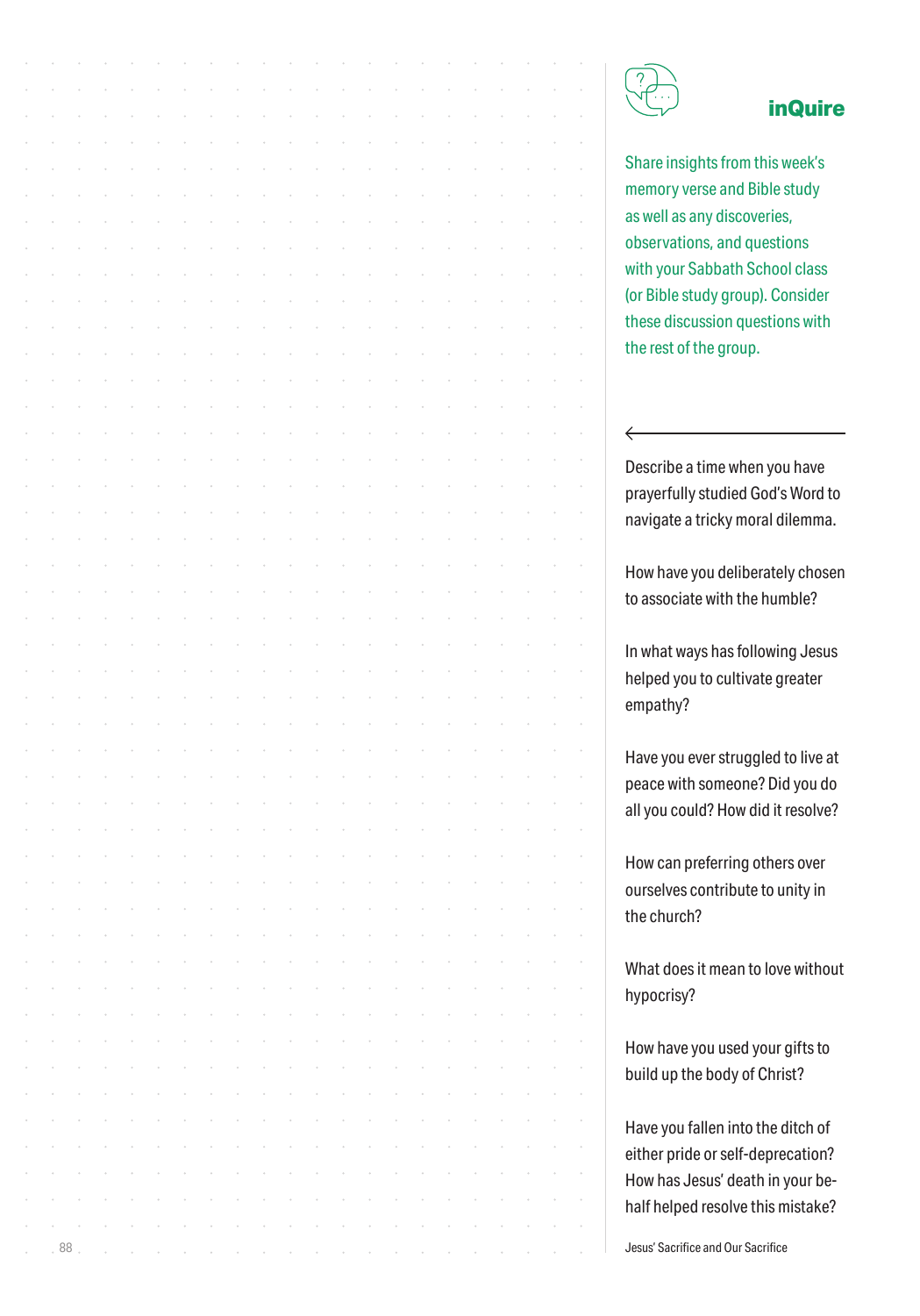## inQuire

Share insights from this week's memory verse and Bible study as well as any discoveries, observations, and questions with your Sabbath School class (or Bible study group). Consider these discussion questions with the rest of the group.

Describe a time when you have prayerfully studied God's Word to navigate a tricky moral dilemma.

How have you deliberately chosen to associate with the humble?

In what ways has following Jesus helped you to cultivate greater empathy?

Have you ever struggled to live at peace with someone? Did you do all you could? How did it resolve?

How can preferring others over ourselves contribute to unity in the church?

What does it mean to love without hypocrisy?

How have you used your gifts to build up the body of Christ?

Have you fallen into the ditch of either pride or self-deprecation? How has Jesus' death in your behalf helped resolve this mistake?